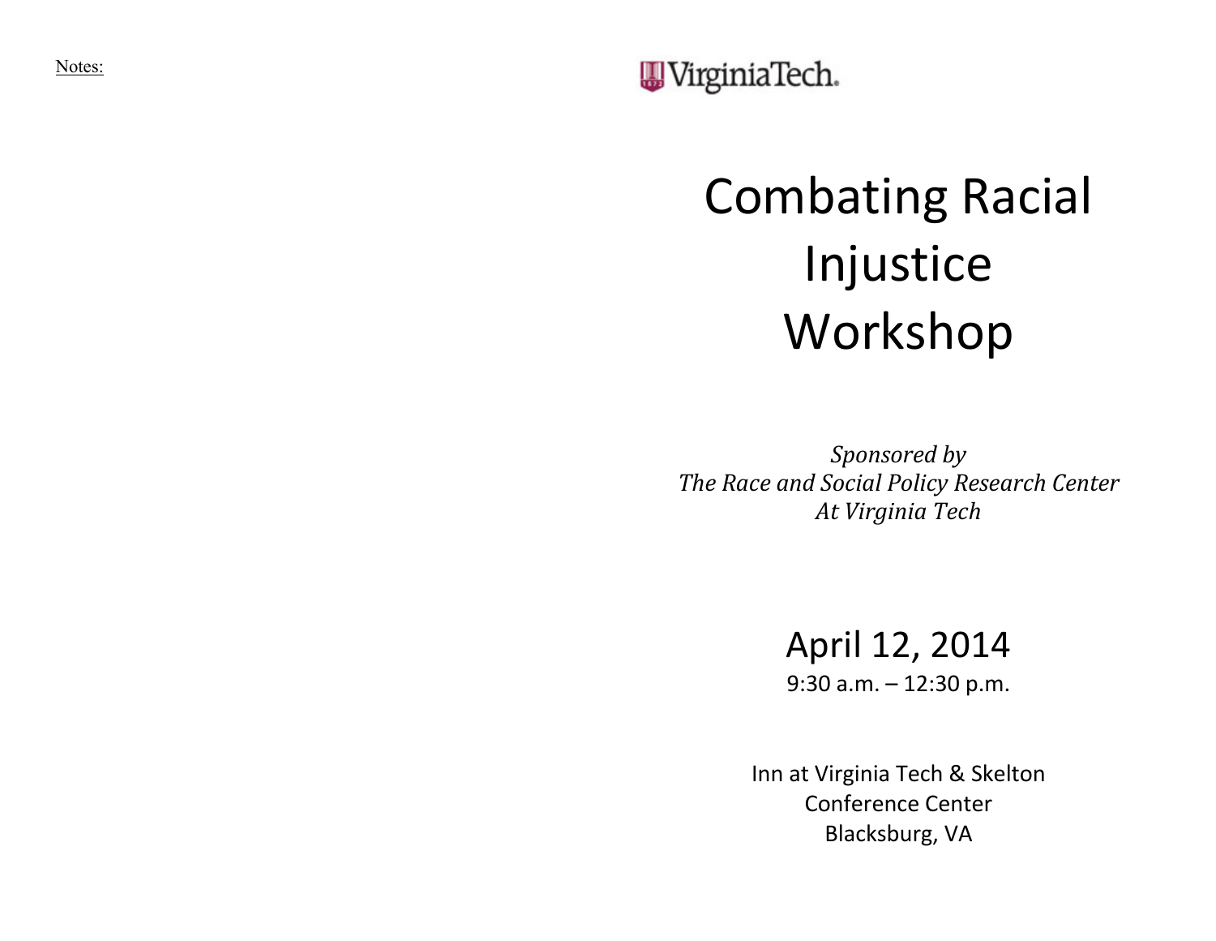Notes:

VirginiaTech.

# Combating Racial Injustice Workshop

*Sponsored by*
*The Race and Social Policy Research Center*
*At Virginia Tech*

April 12, 2014
9:30 a.m. – 12:30 p.m.

Inn at Virginia Tech & Skelton Conference Center
Blacksburg, VA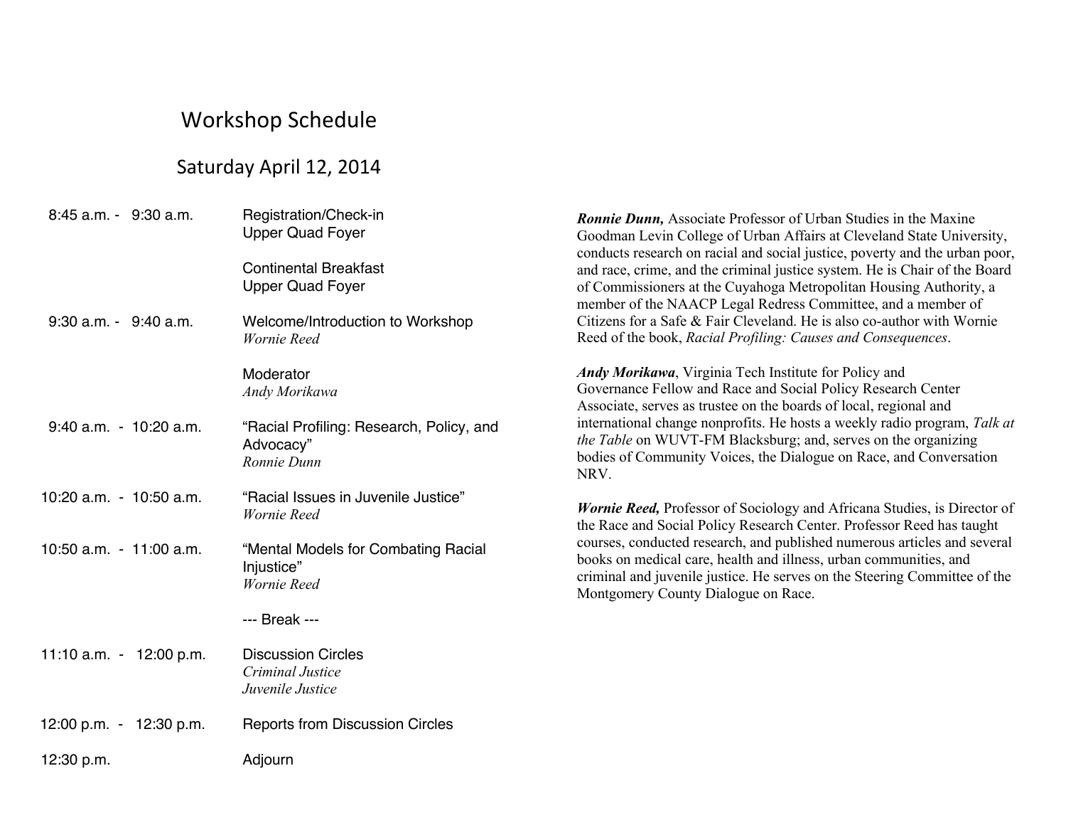## Workshop Schedule

### Saturday April 12, 2014

| | |
|---|---|
| 8:45 a.m. - 9:30 a.m. | Registration/Check-in<br>Upper Quad Foyer |
| | Continental Breakfast<br>Upper Quad Foyer |
| 9:30 a.m. - 9:40 a.m. | Welcome/Introduction to Workshop<br>*Wornie Reed* |
| | Moderator<br>*Andy Morikawa* |
| 9:40 a.m. - 10:20 a.m. | "Racial Profiling: Research, Policy, and Advocacy"<br>*Ronnie Dunn* |
| 10:20 a.m. - 10:50 a.m. | "Racial Issues in Juvenile Justice"<br>*Wornie Reed* |
| 10:50 a.m. - 11:00 a.m. | "Mental Models for Combating Racial Injustice"<br>*Wornie Reed* |
| | --- Break --- |
| 11:10 a.m. - 12:00 p.m. | Discussion Circles<br>*Criminal Justice*<br>*Juvenile Justice* |
| 12:00 p.m. - 12:30 p.m. | Reports from Discussion Circles |
| 12:30 p.m. | Adjourn |

***Ronnie Dunn,*** Associate Professor of Urban Studies in the Maxine Goodman Levin College of Urban Affairs at Cleveland State University, conducts research on racial and social justice, poverty and the urban poor, and race, crime, and the criminal justice system. He is Chair of the Board of Commissioners at the Cuyahoga Metropolitan Housing Authority, a member of the NAACP Legal Redress Committee, and a member of Citizens for a Safe & Fair Cleveland. He is also co-author with Wornie Reed of the book, *Racial Profiling: Causes and Consequences*.

***Andy Morikawa***, Virginia Tech Institute for Policy and Governance Fellow and Race and Social Policy Research Center Associate, serves as trustee on the boards of local, regional and international change nonprofits. He hosts a weekly radio program, *Talk at the Table* on WUVT-FM Blacksburg; and, serves on the organizing bodies of Community Voices, the Dialogue on Race, and Conversation NRV.

***Wornie Reed,*** Professor of Sociology and Africana Studies, is Director of the Race and Social Policy Research Center. Professor Reed has taught courses, conducted research, and published numerous articles and several books on medical care, health and illness, urban communities, and criminal and juvenile justice. He serves on the Steering Committee of the Montgomery County Dialogue on Race.